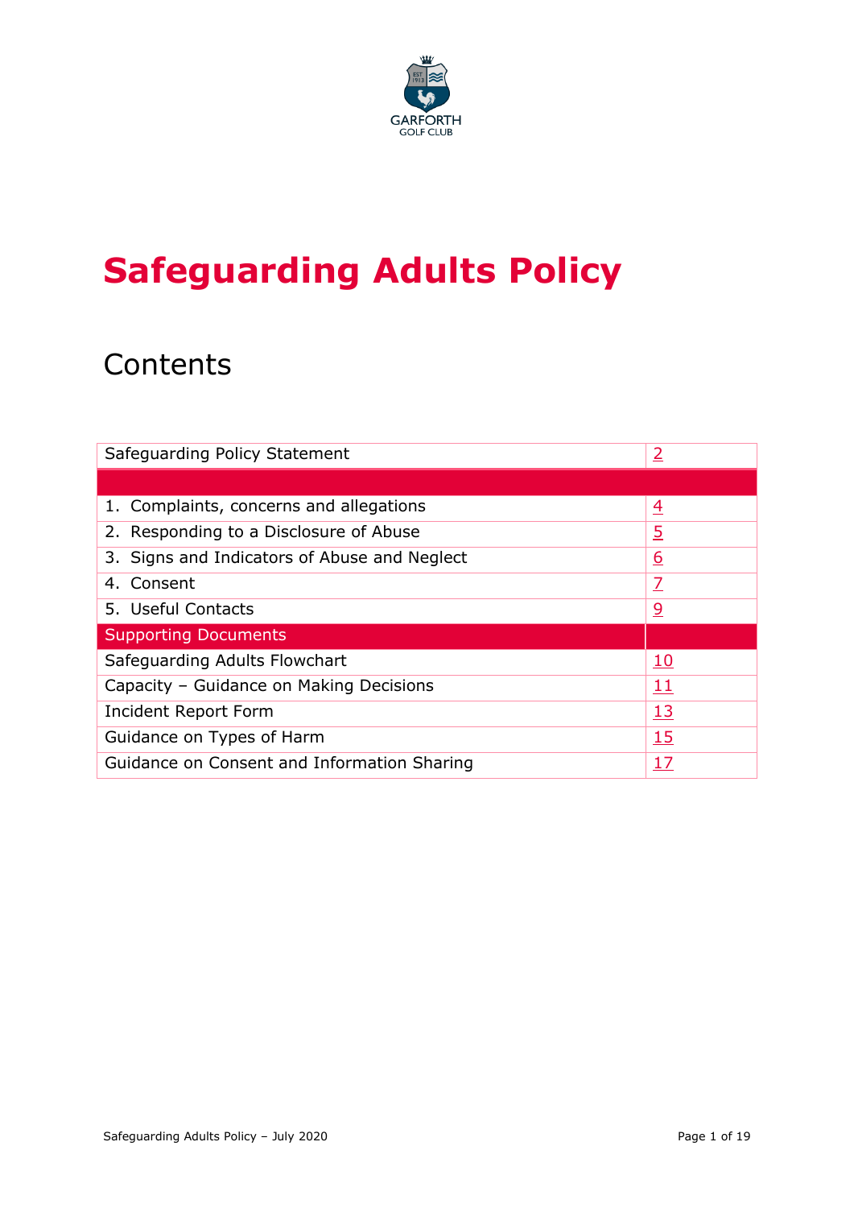GARFORTH GOLF CLUB

# Safeguarding Adults Policy

## Contents

| | |
|---|---|
| Safeguarding Policy Statement | 2 |
| | |
| 1. Complaints, concerns and allegations | 4 |
| 2. Responding to a Disclosure of Abuse | 5 |
| 3. Signs and Indicators of Abuse and Neglect | 6 |
| 4. Consent | 7 |
| 5. Useful Contacts | 9 |
| Supporting Documents | |
| Safeguarding Adults Flowchart | 10 |
| Capacity – Guidance on Making Decisions | 11 |
| Incident Report Form | 13 |
| Guidance on Types of Harm | 15 |
| Guidance on Consent and Information Sharing | 17 |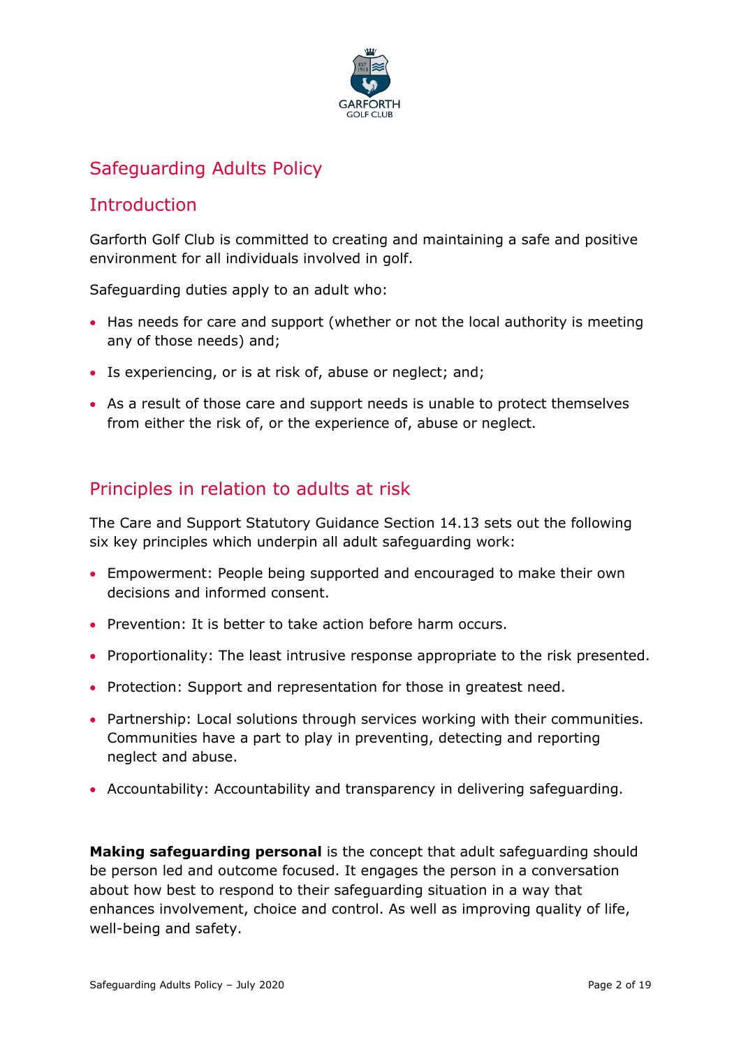# Safeguarding Adults Policy

## Introduction

Garforth Golf Club is committed to creating and maintaining a safe and positive environment for all individuals involved in golf.

Safeguarding duties apply to an adult who:

- Has needs for care and support (whether or not the local authority is meeting any of those needs) and;
- Is experiencing, or is at risk of, abuse or neglect; and;
- As a result of those care and support needs is unable to protect themselves from either the risk of, or the experience of, abuse or neglect.

## Principles in relation to adults at risk

The Care and Support Statutory Guidance Section 14.13 sets out the following six key principles which underpin all adult safeguarding work:

- Empowerment: People being supported and encouraged to make their own decisions and informed consent.
- Prevention: It is better to take action before harm occurs.
- Proportionality: The least intrusive response appropriate to the risk presented.
- Protection: Support and representation for those in greatest need.
- Partnership: Local solutions through services working with their communities. Communities have a part to play in preventing, detecting and reporting neglect and abuse.
- Accountability: Accountability and transparency in delivering safeguarding.

**Making safeguarding personal** is the concept that adult safeguarding should be person led and outcome focused. It engages the person in a conversation about how best to respond to their safeguarding situation in a way that enhances involvement, choice and control. As well as improving quality of life, well-being and safety.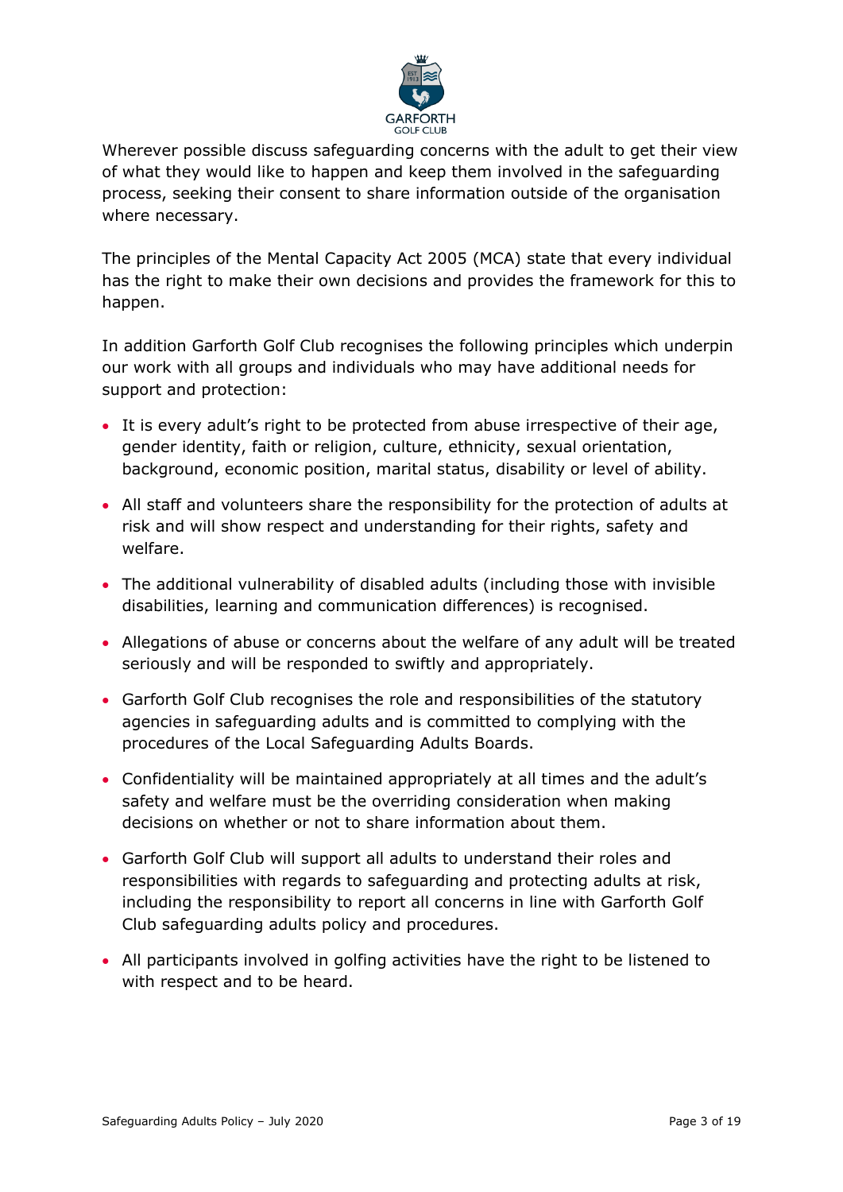Wherever possible discuss safeguarding concerns with the adult to get their view of what they would like to happen and keep them involved in the safeguarding process, seeking their consent to share information outside of the organisation where necessary.

The principles of the Mental Capacity Act 2005 (MCA) state that every individual has the right to make their own decisions and provides the framework for this to happen.

In addition Garforth Golf Club recognises the following principles which underpin our work with all groups and individuals who may have additional needs for support and protection:

- It is every adult's right to be protected from abuse irrespective of their age, gender identity, faith or religion, culture, ethnicity, sexual orientation, background, economic position, marital status, disability or level of ability.
- All staff and volunteers share the responsibility for the protection of adults at risk and will show respect and understanding for their rights, safety and welfare.
- The additional vulnerability of disabled adults (including those with invisible disabilities, learning and communication differences) is recognised.
- Allegations of abuse or concerns about the welfare of any adult will be treated seriously and will be responded to swiftly and appropriately.
- Garforth Golf Club recognises the role and responsibilities of the statutory agencies in safeguarding adults and is committed to complying with the procedures of the Local Safeguarding Adults Boards.
- Confidentiality will be maintained appropriately at all times and the adult's safety and welfare must be the overriding consideration when making decisions on whether or not to share information about them.
- Garforth Golf Club will support all adults to understand their roles and responsibilities with regards to safeguarding and protecting adults at risk, including the responsibility to report all concerns in line with Garforth Golf Club safeguarding adults policy and procedures.
- All participants involved in golfing activities have the right to be listened to with respect and to be heard.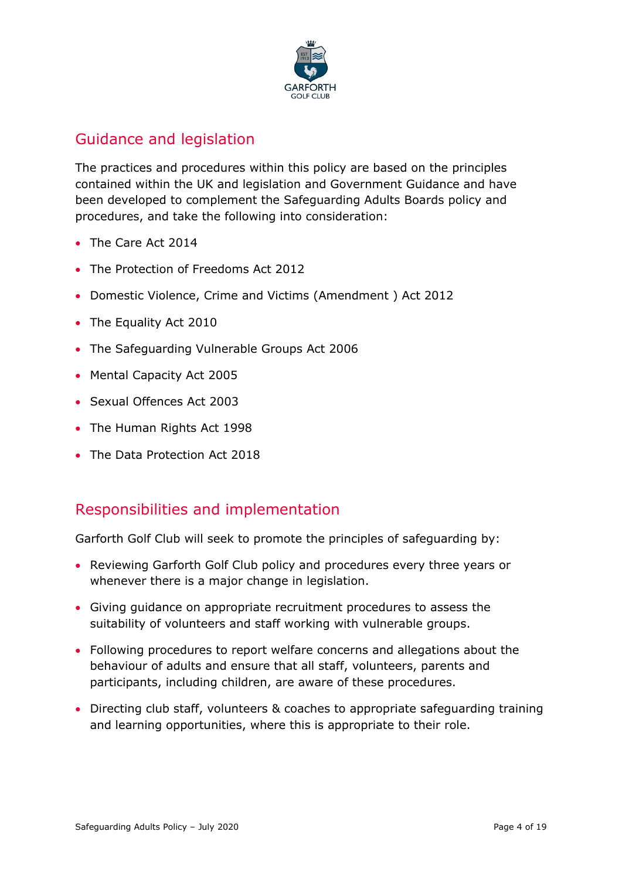## Guidance and legislation

The practices and procedures within this policy are based on the principles contained within the UK and legislation and Government Guidance and have been developed to complement the Safeguarding Adults Boards policy and procedures, and take the following into consideration:

- The Care Act 2014
- The Protection of Freedoms Act 2012
- Domestic Violence, Crime and Victims (Amendment ) Act 2012
- The Equality Act 2010
- The Safeguarding Vulnerable Groups Act 2006
- Mental Capacity Act 2005
- Sexual Offences Act 2003
- The Human Rights Act 1998
- The Data Protection Act 2018

## Responsibilities and implementation

Garforth Golf Club will seek to promote the principles of safeguarding by:

- Reviewing Garforth Golf Club policy and procedures every three years or whenever there is a major change in legislation.
- Giving guidance on appropriate recruitment procedures to assess the suitability of volunteers and staff working with vulnerable groups.
- Following procedures to report welfare concerns and allegations about the behaviour of adults and ensure that all staff, volunteers, parents and participants, including children, are aware of these procedures.
- Directing club staff, volunteers & coaches to appropriate safeguarding training and learning opportunities, where this is appropriate to their role.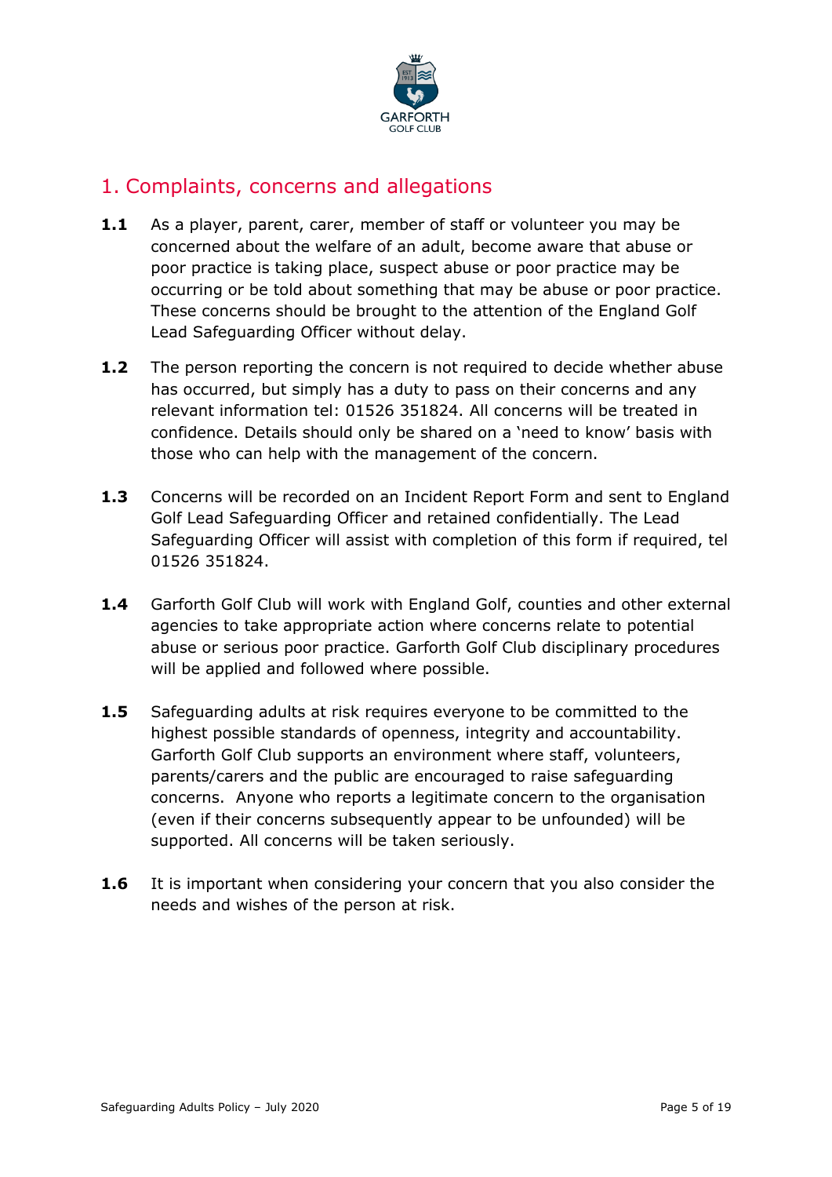## 1. Complaints, concerns and allegations

**1.1** As a player, parent, carer, member of staff or volunteer you may be concerned about the welfare of an adult, become aware that abuse or poor practice is taking place, suspect abuse or poor practice may be occurring or be told about something that may be abuse or poor practice. These concerns should be brought to the attention of the England Golf Lead Safeguarding Officer without delay.

**1.2** The person reporting the concern is not required to decide whether abuse has occurred, but simply has a duty to pass on their concerns and any relevant information tel: 01526 351824. All concerns will be treated in confidence. Details should only be shared on a 'need to know' basis with those who can help with the management of the concern.

**1.3** Concerns will be recorded on an Incident Report Form and sent to England Golf Lead Safeguarding Officer and retained confidentially. The Lead Safeguarding Officer will assist with completion of this form if required, tel 01526 351824.

**1.4** Garforth Golf Club will work with England Golf, counties and other external agencies to take appropriate action where concerns relate to potential abuse or serious poor practice. Garforth Golf Club disciplinary procedures will be applied and followed where possible.

**1.5** Safeguarding adults at risk requires everyone to be committed to the highest possible standards of openness, integrity and accountability. Garforth Golf Club supports an environment where staff, volunteers, parents/carers and the public are encouraged to raise safeguarding concerns. Anyone who reports a legitimate concern to the organisation (even if their concerns subsequently appear to be unfounded) will be supported. All concerns will be taken seriously.

**1.6** It is important when considering your concern that you also consider the needs and wishes of the person at risk.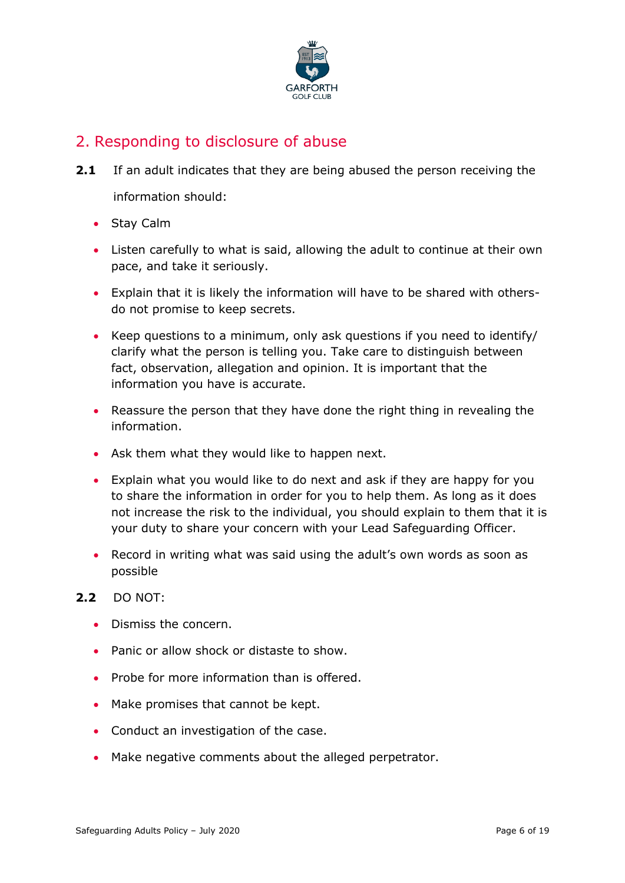## 2. Responding to disclosure of abuse

**2.1** If an adult indicates that they are being abused the person receiving the information should:

- Stay Calm
- Listen carefully to what is said, allowing the adult to continue at their own pace, and take it seriously.
- Explain that it is likely the information will have to be shared with others- do not promise to keep secrets.
- Keep questions to a minimum, only ask questions if you need to identify/ clarify what the person is telling you. Take care to distinguish between fact, observation, allegation and opinion. It is important that the information you have is accurate.
- Reassure the person that they have done the right thing in revealing the information.
- Ask them what they would like to happen next.
- Explain what you would like to do next and ask if they are happy for you to share the information in order for you to help them. As long as it does not increase the risk to the individual, you should explain to them that it is your duty to share your concern with your Lead Safeguarding Officer.
- Record in writing what was said using the adult's own words as soon as possible

**2.2** DO NOT:

- Dismiss the concern.
- Panic or allow shock or distaste to show.
- Probe for more information than is offered.
- Make promises that cannot be kept.
- Conduct an investigation of the case.
- Make negative comments about the alleged perpetrator.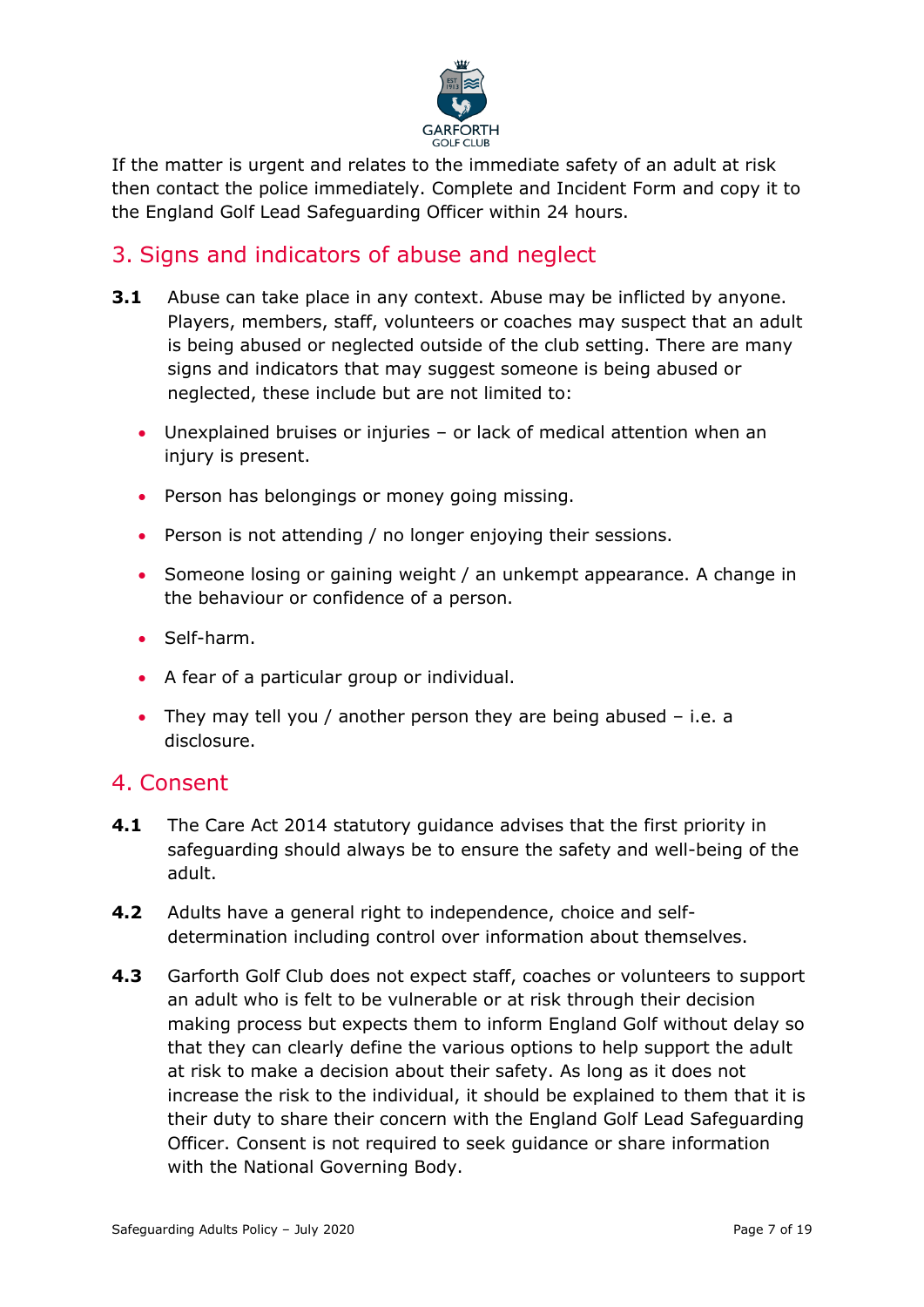If the matter is urgent and relates to the immediate safety of an adult at risk then contact the police immediately. Complete and Incident Form and copy it to the England Golf Lead Safeguarding Officer within 24 hours.

## 3. Signs and indicators of abuse and neglect

**3.1** Abuse can take place in any context. Abuse may be inflicted by anyone. Players, members, staff, volunteers or coaches may suspect that an adult is being abused or neglected outside of the club setting. There are many signs and indicators that may suggest someone is being abused or neglected, these include but are not limited to:

- Unexplained bruises or injuries – or lack of medical attention when an injury is present.
- Person has belongings or money going missing.
- Person is not attending / no longer enjoying their sessions.
- Someone losing or gaining weight / an unkempt appearance. A change in the behaviour or confidence of a person.
- Self-harm.
- A fear of a particular group or individual.
- They may tell you / another person they are being abused – i.e. a disclosure.

## 4. Consent

**4.1** The Care Act 2014 statutory guidance advises that the first priority in safeguarding should always be to ensure the safety and well-being of the adult.

**4.2** Adults have a general right to independence, choice and self-determination including control over information about themselves.

**4.3** Garforth Golf Club does not expect staff, coaches or volunteers to support an adult who is felt to be vulnerable or at risk through their decision making process but expects them to inform England Golf without delay so that they can clearly define the various options to help support the adult at risk to make a decision about their safety. As long as it does not increase the risk to the individual, it should be explained to them that it is their duty to share their concern with the England Golf Lead Safeguarding Officer. Consent is not required to seek guidance or share information with the National Governing Body.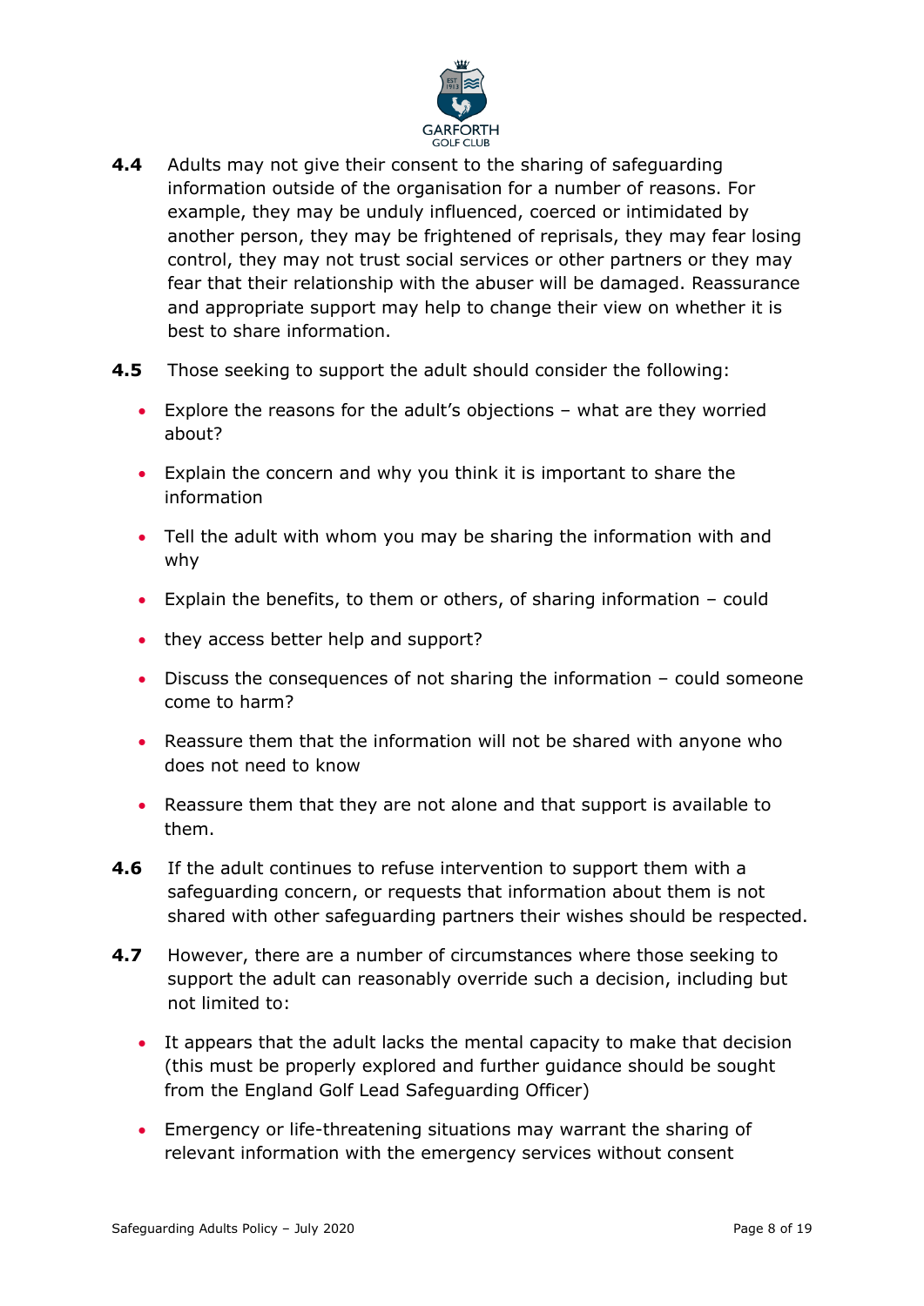**4.4** Adults may not give their consent to the sharing of safeguarding information outside of the organisation for a number of reasons. For example, they may be unduly influenced, coerced or intimidated by another person, they may be frightened of reprisals, they may fear losing control, they may not trust social services or other partners or they may fear that their relationship with the abuser will be damaged. Reassurance and appropriate support may help to change their view on whether it is best to share information.

**4.5** Those seeking to support the adult should consider the following:

- Explore the reasons for the adult's objections – what are they worried about?
- Explain the concern and why you think it is important to share the information
- Tell the adult with whom you may be sharing the information with and why
- Explain the benefits, to them or others, of sharing information – could
- they access better help and support?
- Discuss the consequences of not sharing the information – could someone come to harm?
- Reassure them that the information will not be shared with anyone who does not need to know
- Reassure them that they are not alone and that support is available to them.

**4.6** If the adult continues to refuse intervention to support them with a safeguarding concern, or requests that information about them is not shared with other safeguarding partners their wishes should be respected.

**4.7** However, there are a number of circumstances where those seeking to support the adult can reasonably override such a decision, including but not limited to:

- It appears that the adult lacks the mental capacity to make that decision (this must be properly explored and further guidance should be sought from the England Golf Lead Safeguarding Officer)
- Emergency or life-threatening situations may warrant the sharing of relevant information with the emergency services without consent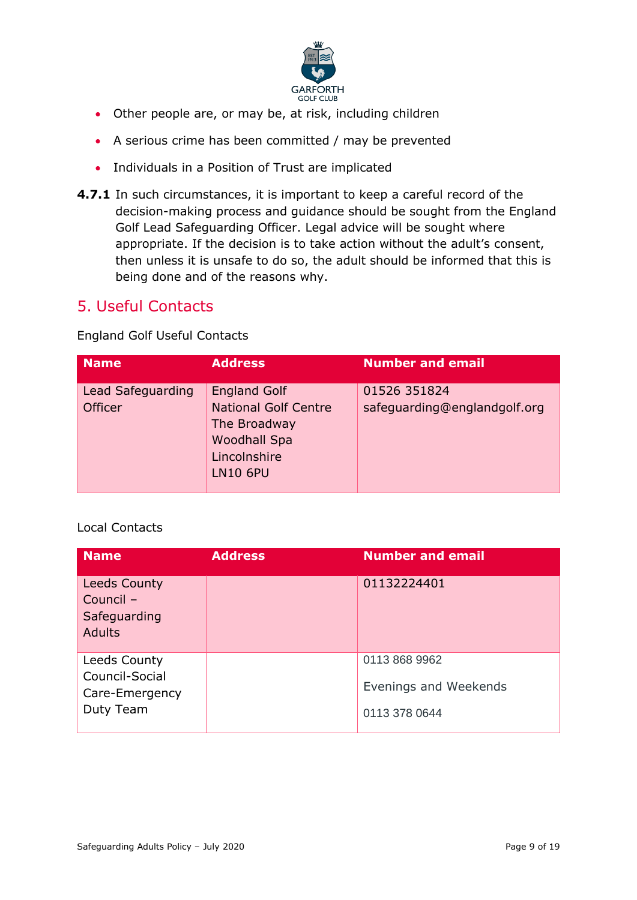- Other people are, or may be, at risk, including children
- A serious crime has been committed / may be prevented
- Individuals in a Position of Trust are implicated

**4.7.1** In such circumstances, it is important to keep a careful record of the decision-making process and guidance should be sought from the England Golf Lead Safeguarding Officer. Legal advice will be sought where appropriate. If the decision is to take action without the adult's consent, then unless it is unsafe to do so, the adult should be informed that this is being done and of the reasons why.

## 5. Useful Contacts

England Golf Useful Contacts

| Name | Address | Number and email |
|---|---|---|
| Lead Safeguarding Officer | England Golf<br>National Golf Centre<br>The Broadway<br>Woodhall Spa<br>Lincolnshire<br>LN10 6PU | 01526 351824<br>safeguarding@englandgolf.org |

Local Contacts

| Name | Address | Number and email |
|---|---|---|
| Leeds County Council – Safeguarding Adults | | 01132224401 |
| Leeds County Council-Social Care-Emergency Duty Team | | 0113 868 9962<br>Evenings and Weekends<br>0113 378 0644 |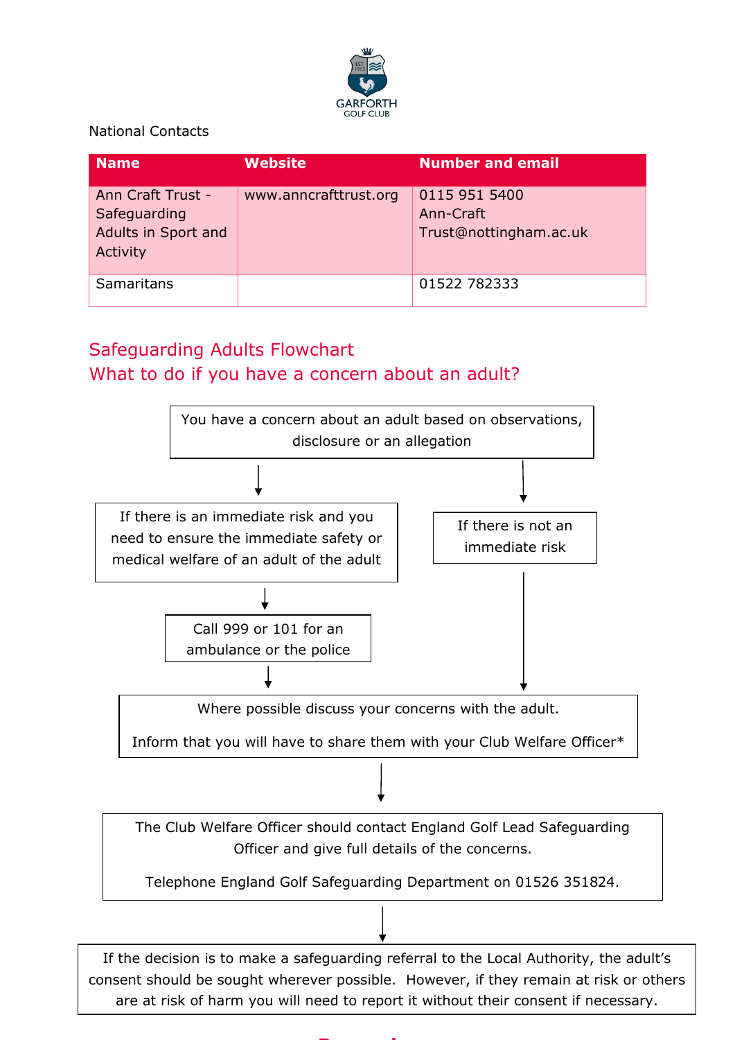National Contacts

| Name | Website | Number and email |
| --- | --- | --- |
| Ann Craft Trust - Safeguarding Adults in Sport and Activity | www.anncrafttrust.org | 0115 951 5400<br>Ann-Craft Trust@nottingham.ac.uk |
| Samaritans | | 01522 782333 |

## Safeguarding Adults Flowchart
## What to do if you have a concern about an adult?

You have a concern about an adult based on observations, disclosure or an allegation

↓

If there is an immediate risk and you need to ensure the immediate safety or medical welfare of an adult of the adult

↓

Call 999 or 101 for an ambulance or the police

↓

If there is not an immediate risk

↓

Where possible discuss your concerns with the adult.

Inform that you will have to share them with your Club Welfare Officer*

↓

The Club Welfare Officer should contact England Golf Lead Safeguarding Officer and give full details of the concerns.

Telephone England Golf Safeguarding Department on 01526 351824.

↓

If the decision is to make a safeguarding referral to the Local Authority, the adult's consent should be sought wherever possible. However, if they remain at risk or others are at risk of harm you will need to report it without their consent if necessary.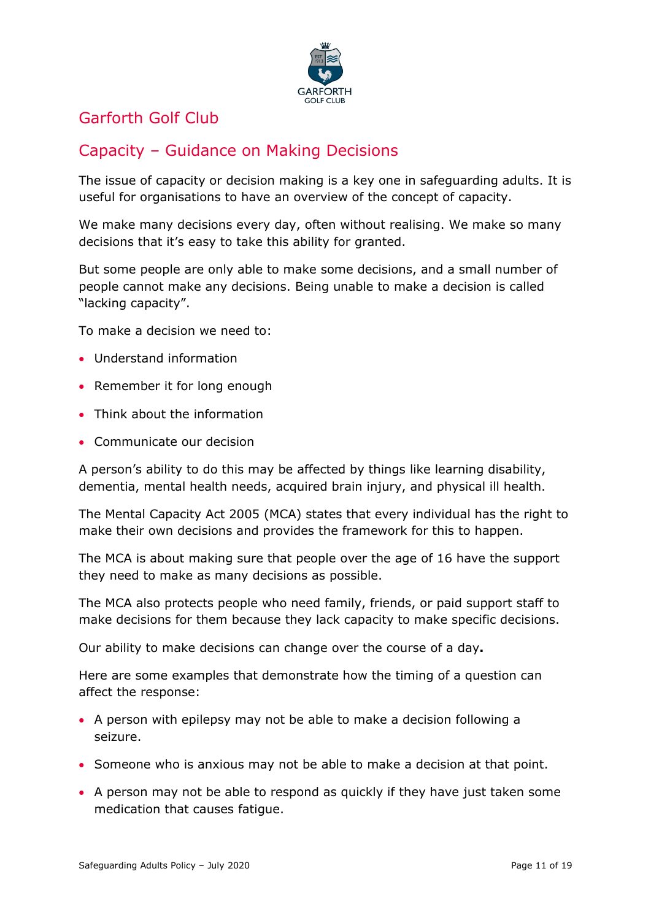# Garforth Golf Club

## Capacity – Guidance on Making Decisions

The issue of capacity or decision making is a key one in safeguarding adults. It is useful for organisations to have an overview of the concept of capacity.

We make many decisions every day, often without realising. We make so many decisions that it's easy to take this ability for granted.

But some people are only able to make some decisions, and a small number of people cannot make any decisions. Being unable to make a decision is called "lacking capacity".

To make a decision we need to:

- Understand information
- Remember it for long enough
- Think about the information
- Communicate our decision

A person's ability to do this may be affected by things like learning disability, dementia, mental health needs, acquired brain injury, and physical ill health.

The Mental Capacity Act 2005 (MCA) states that every individual has the right to make their own decisions and provides the framework for this to happen.

The MCA is about making sure that people over the age of 16 have the support they need to make as many decisions as possible.

The MCA also protects people who need family, friends, or paid support staff to make decisions for them because they lack capacity to make specific decisions.

Our ability to make decisions can change over the course of a day**.**

Here are some examples that demonstrate how the timing of a question can affect the response:

- A person with epilepsy may not be able to make a decision following a seizure.
- Someone who is anxious may not be able to make a decision at that point.
- A person may not be able to respond as quickly if they have just taken some medication that causes fatigue.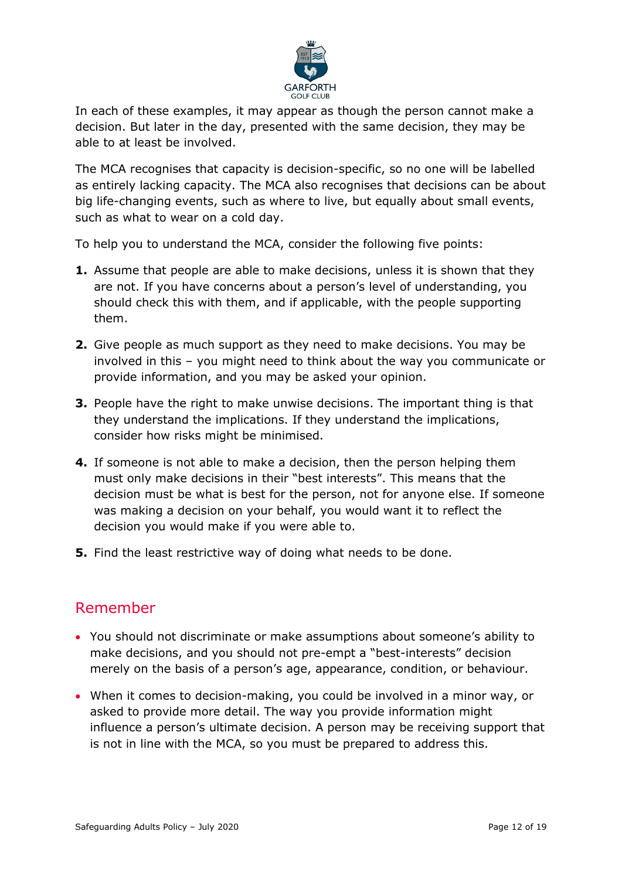In each of these examples, it may appear as though the person cannot make a decision. But later in the day, presented with the same decision, they may be able to at least be involved.

The MCA recognises that capacity is decision-specific, so no one will be labelled as entirely lacking capacity. The MCA also recognises that decisions can be about big life-changing events, such as where to live, but equally about small events, such as what to wear on a cold day.

To help you to understand the MCA, consider the following five points:

1. Assume that people are able to make decisions, unless it is shown that they are not. If you have concerns about a person's level of understanding, you should check this with them, and if applicable, with the people supporting them.

2. Give people as much support as they need to make decisions. You may be involved in this – you might need to think about the way you communicate or provide information, and you may be asked your opinion.

3. People have the right to make unwise decisions. The important thing is that they understand the implications. If they understand the implications, consider how risks might be minimised.

4. If someone is not able to make a decision, then the person helping them must only make decisions in their "best interests". This means that the decision must be what is best for the person, not for anyone else. If someone was making a decision on your behalf, you would want it to reflect the decision you would make if you were able to.

5. Find the least restrictive way of doing what needs to be done.

## Remember

- You should not discriminate or make assumptions about someone's ability to make decisions, and you should not pre-empt a "best-interests" decision merely on the basis of a person's age, appearance, condition, or behaviour.

- When it comes to decision-making, you could be involved in a minor way, or asked to provide more detail. The way you provide information might influence a person's ultimate decision. A person may be receiving support that is not in line with the MCA, so you must be prepared to address this.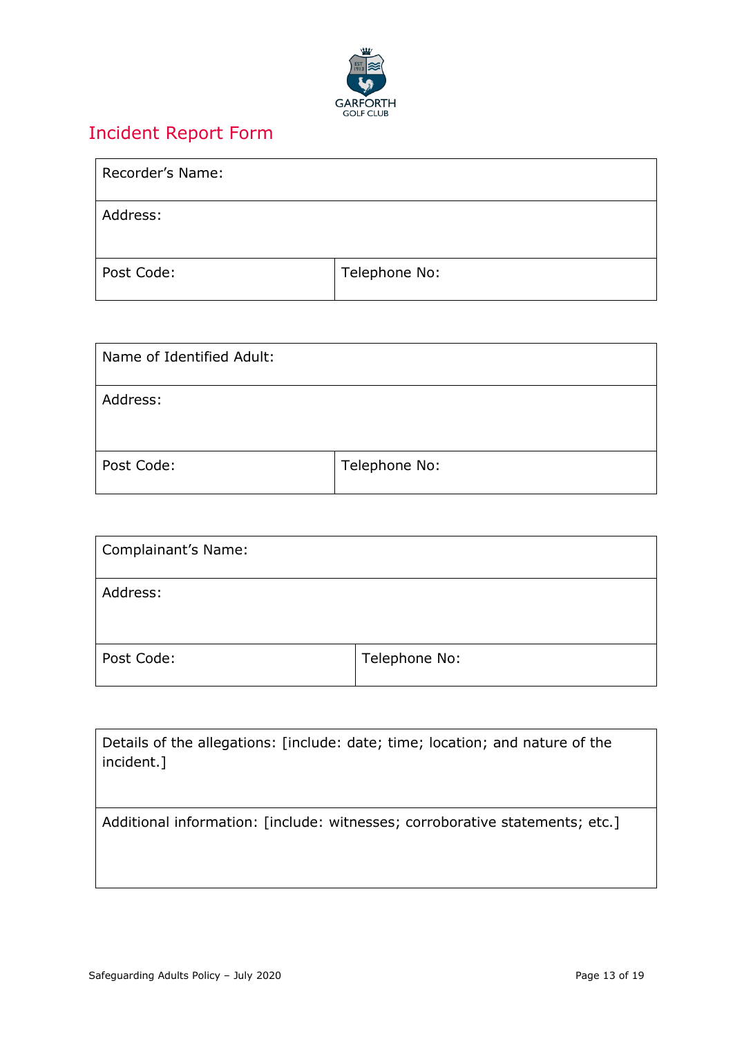GARFORTH
GOLF CLUB

## Incident Report Form

| Recorder's Name: | |
|---|---|
| Address: | |
| Post Code: | Telephone No: |

| Name of Identified Adult: | |
|---|---|
| Address: | |
| Post Code: | Telephone No: |

| Complainant's Name: | |
|---|---|
| Address: | |
| Post Code: | Telephone No: |

| Details of the allegations: [include: date; time; location; and nature of the incident.] |
|---|
| Additional information: [include: witnesses; corroborative statements; etc.] |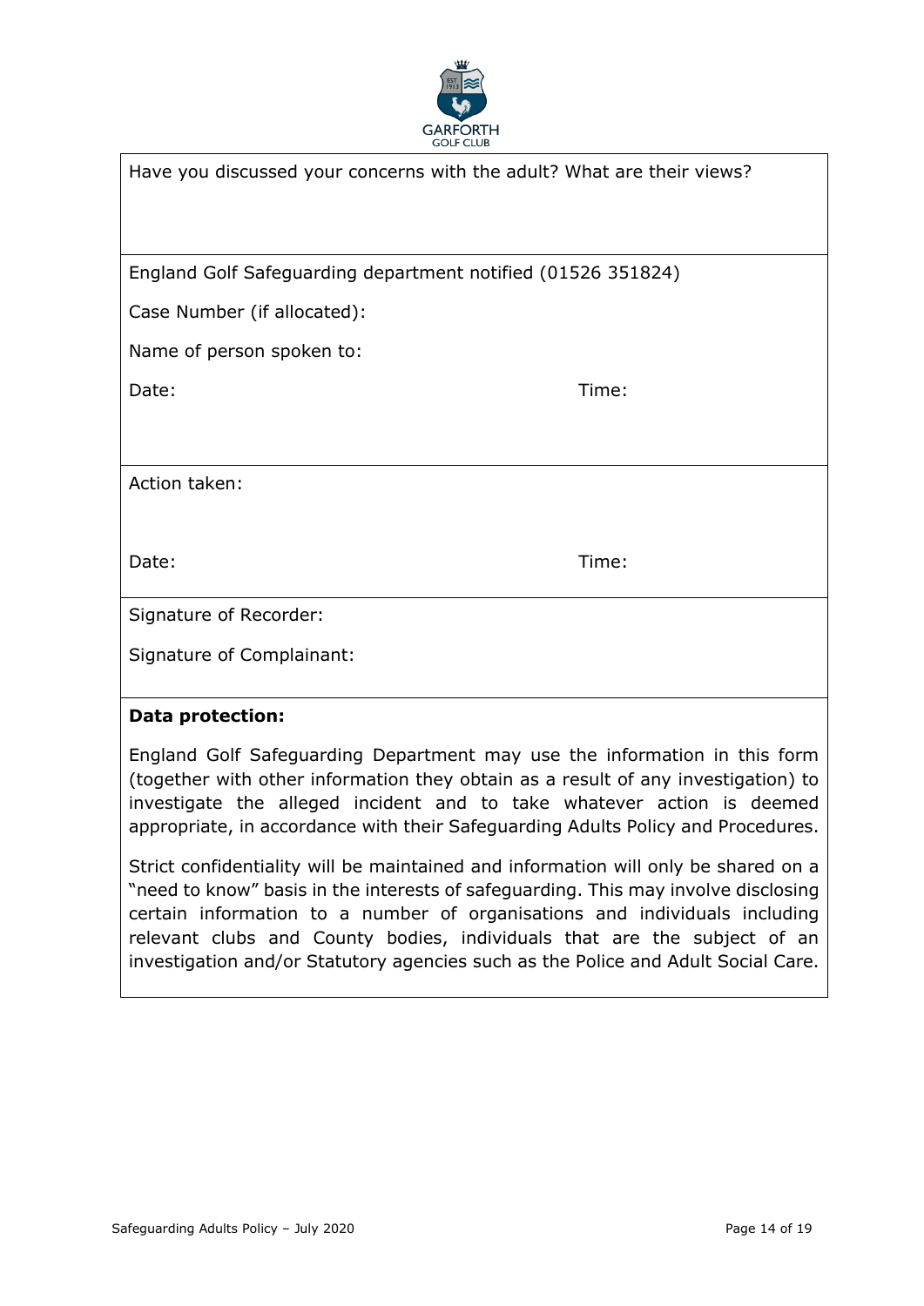Have you discussed your concerns with the adult? What are their views?

England Golf Safeguarding department notified (01526 351824)

Case Number (if allocated):

Name of person spoken to:

Date: Time:

Action taken:

Date: Time:

Signature of Recorder:

Signature of Complainant:

**Data protection:**

England Golf Safeguarding Department may use the information in this form (together with other information they obtain as a result of any investigation) to investigate the alleged incident and to take whatever action is deemed appropriate, in accordance with their Safeguarding Adults Policy and Procedures.

Strict confidentiality will be maintained and information will only be shared on a "need to know" basis in the interests of safeguarding. This may involve disclosing certain information to a number of organisations and individuals including relevant clubs and County bodies, individuals that are the subject of an investigation and/or Statutory agencies such as the Police and Adult Social Care.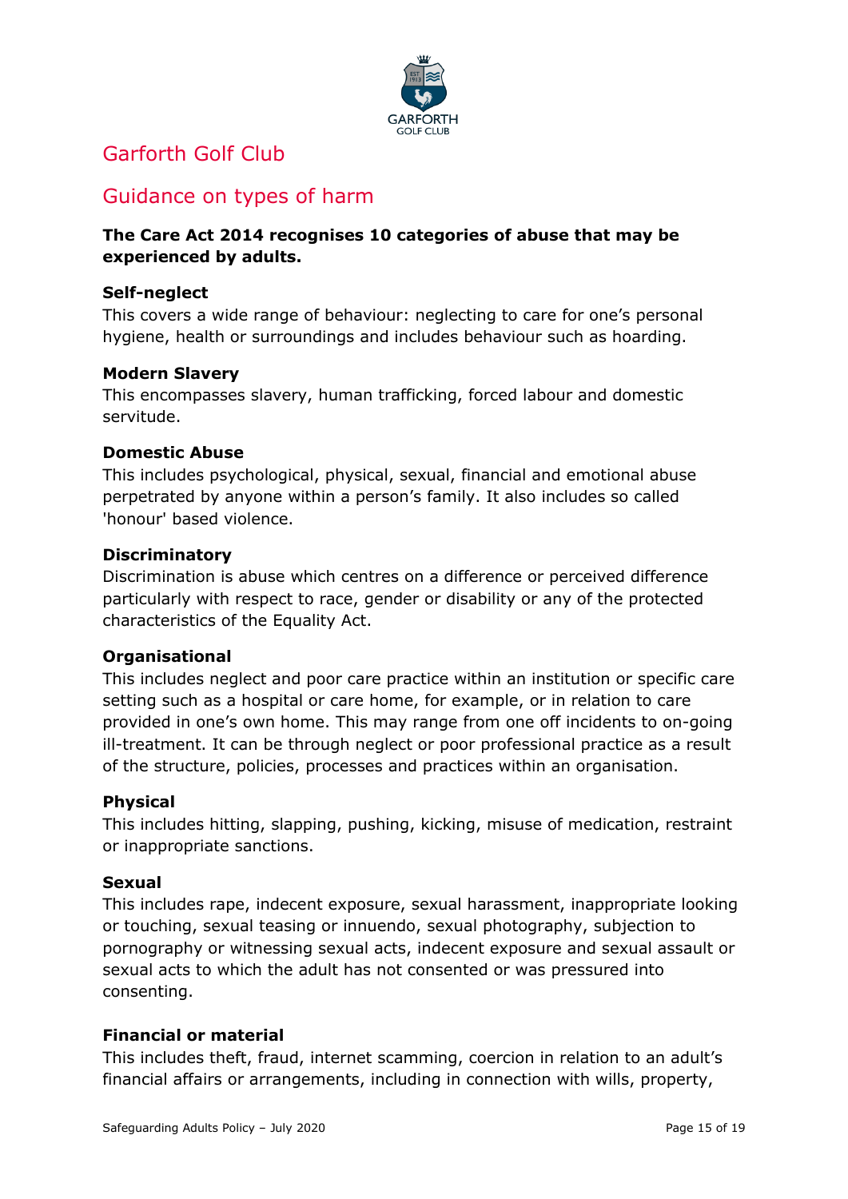# Garforth Golf Club

## Guidance on types of harm

**The Care Act 2014 recognises 10 categories of abuse that may be experienced by adults.**

**Self-neglect**
This covers a wide range of behaviour: neglecting to care for one's personal hygiene, health or surroundings and includes behaviour such as hoarding.

**Modern Slavery**
This encompasses slavery, human trafficking, forced labour and domestic servitude.

**Domestic Abuse**
This includes psychological, physical, sexual, financial and emotional abuse perpetrated by anyone within a person's family. It also includes so called 'honour' based violence.

**Discriminatory**
Discrimination is abuse which centres on a difference or perceived difference particularly with respect to race, gender or disability or any of the protected characteristics of the Equality Act.

**Organisational**
This includes neglect and poor care practice within an institution or specific care setting such as a hospital or care home, for example, or in relation to care provided in one's own home. This may range from one off incidents to on-going ill-treatment. It can be through neglect or poor professional practice as a result of the structure, policies, processes and practices within an organisation.

**Physical**
This includes hitting, slapping, pushing, kicking, misuse of medication, restraint or inappropriate sanctions.

**Sexual**
This includes rape, indecent exposure, sexual harassment, inappropriate looking or touching, sexual teasing or innuendo, sexual photography, subjection to pornography or witnessing sexual acts, indecent exposure and sexual assault or sexual acts to which the adult has not consented or was pressured into consenting.

**Financial or material**
This includes theft, fraud, internet scamming, coercion in relation to an adult's financial affairs or arrangements, including in connection with wills, property,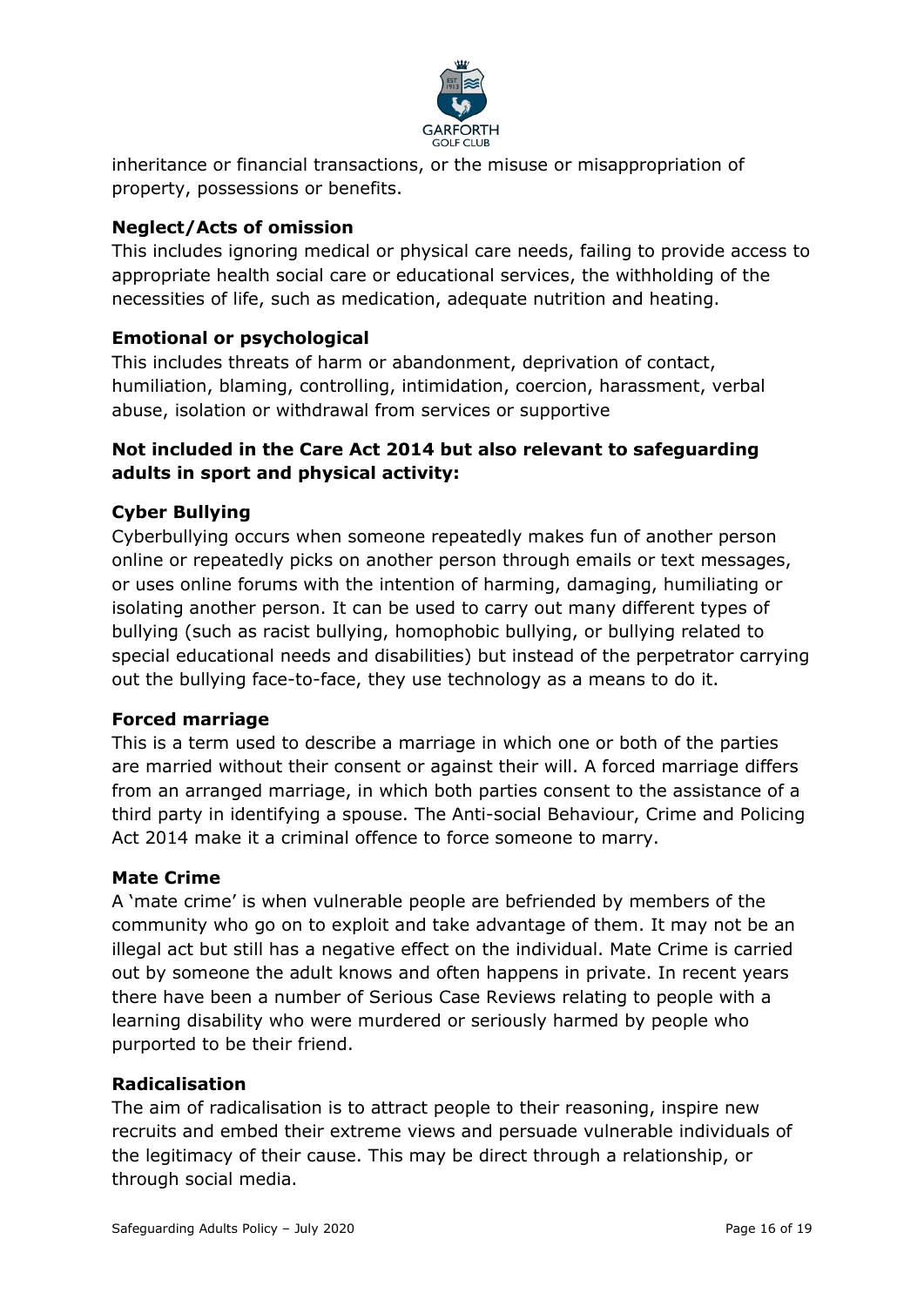inheritance or financial transactions, or the misuse or misappropriation of property, possessions or benefits.

**Neglect/Acts of omission**

This includes ignoring medical or physical care needs, failing to provide access to appropriate health social care or educational services, the withholding of the necessities of life, such as medication, adequate nutrition and heating.

**Emotional or psychological**

This includes threats of harm or abandonment, deprivation of contact, humiliation, blaming, controlling, intimidation, coercion, harassment, verbal abuse, isolation or withdrawal from services or supportive

**Not included in the Care Act 2014 but also relevant to safeguarding adults in sport and physical activity:**

**Cyber Bullying**

Cyberbullying occurs when someone repeatedly makes fun of another person online or repeatedly picks on another person through emails or text messages, or uses online forums with the intention of harming, damaging, humiliating or isolating another person. It can be used to carry out many different types of bullying (such as racist bullying, homophobic bullying, or bullying related to special educational needs and disabilities) but instead of the perpetrator carrying out the bullying face-to-face, they use technology as a means to do it.

**Forced marriage**

This is a term used to describe a marriage in which one or both of the parties are married without their consent or against their will. A forced marriage differs from an arranged marriage, in which both parties consent to the assistance of a third party in identifying a spouse. The Anti-social Behaviour, Crime and Policing Act 2014 make it a criminal offence to force someone to marry.

**Mate Crime**

A 'mate crime' is when vulnerable people are befriended by members of the community who go on to exploit and take advantage of them. It may not be an illegal act but still has a negative effect on the individual. Mate Crime is carried out by someone the adult knows and often happens in private. In recent years there have been a number of Serious Case Reviews relating to people with a learning disability who were murdered or seriously harmed by people who purported to be their friend.

**Radicalisation**

The aim of radicalisation is to attract people to their reasoning, inspire new recruits and embed their extreme views and persuade vulnerable individuals of the legitimacy of their cause. This may be direct through a relationship, or through social media.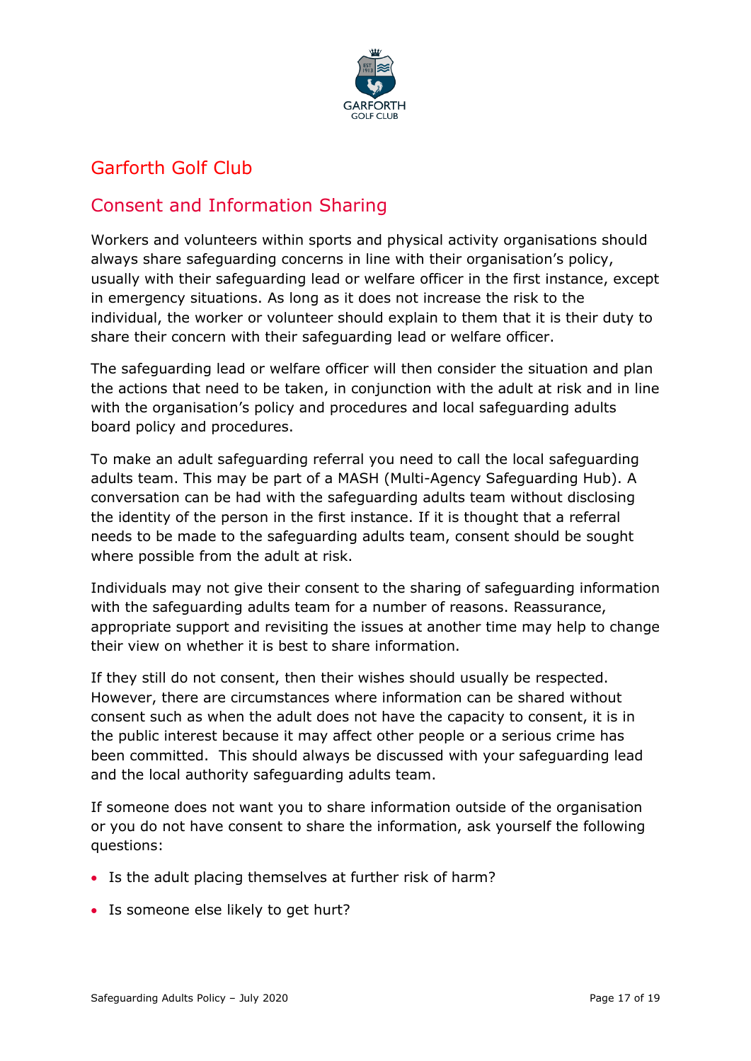# Garforth Golf Club

## Consent and Information Sharing

Workers and volunteers within sports and physical activity organisations should always share safeguarding concerns in line with their organisation's policy, usually with their safeguarding lead or welfare officer in the first instance, except in emergency situations. As long as it does not increase the risk to the individual, the worker or volunteer should explain to them that it is their duty to share their concern with their safeguarding lead or welfare officer.

The safeguarding lead or welfare officer will then consider the situation and plan the actions that need to be taken, in conjunction with the adult at risk and in line with the organisation's policy and procedures and local safeguarding adults board policy and procedures.

To make an adult safeguarding referral you need to call the local safeguarding adults team. This may be part of a MASH (Multi-Agency Safeguarding Hub). A conversation can be had with the safeguarding adults team without disclosing the identity of the person in the first instance. If it is thought that a referral needs to be made to the safeguarding adults team, consent should be sought where possible from the adult at risk.

Individuals may not give their consent to the sharing of safeguarding information with the safeguarding adults team for a number of reasons. Reassurance, appropriate support and revisiting the issues at another time may help to change their view on whether it is best to share information.

If they still do not consent, then their wishes should usually be respected. However, there are circumstances where information can be shared without consent such as when the adult does not have the capacity to consent, it is in the public interest because it may affect other people or a serious crime has been committed. This should always be discussed with your safeguarding lead and the local authority safeguarding adults team.

If someone does not want you to share information outside of the organisation or you do not have consent to share the information, ask yourself the following questions:

- Is the adult placing themselves at further risk of harm?
- Is someone else likely to get hurt?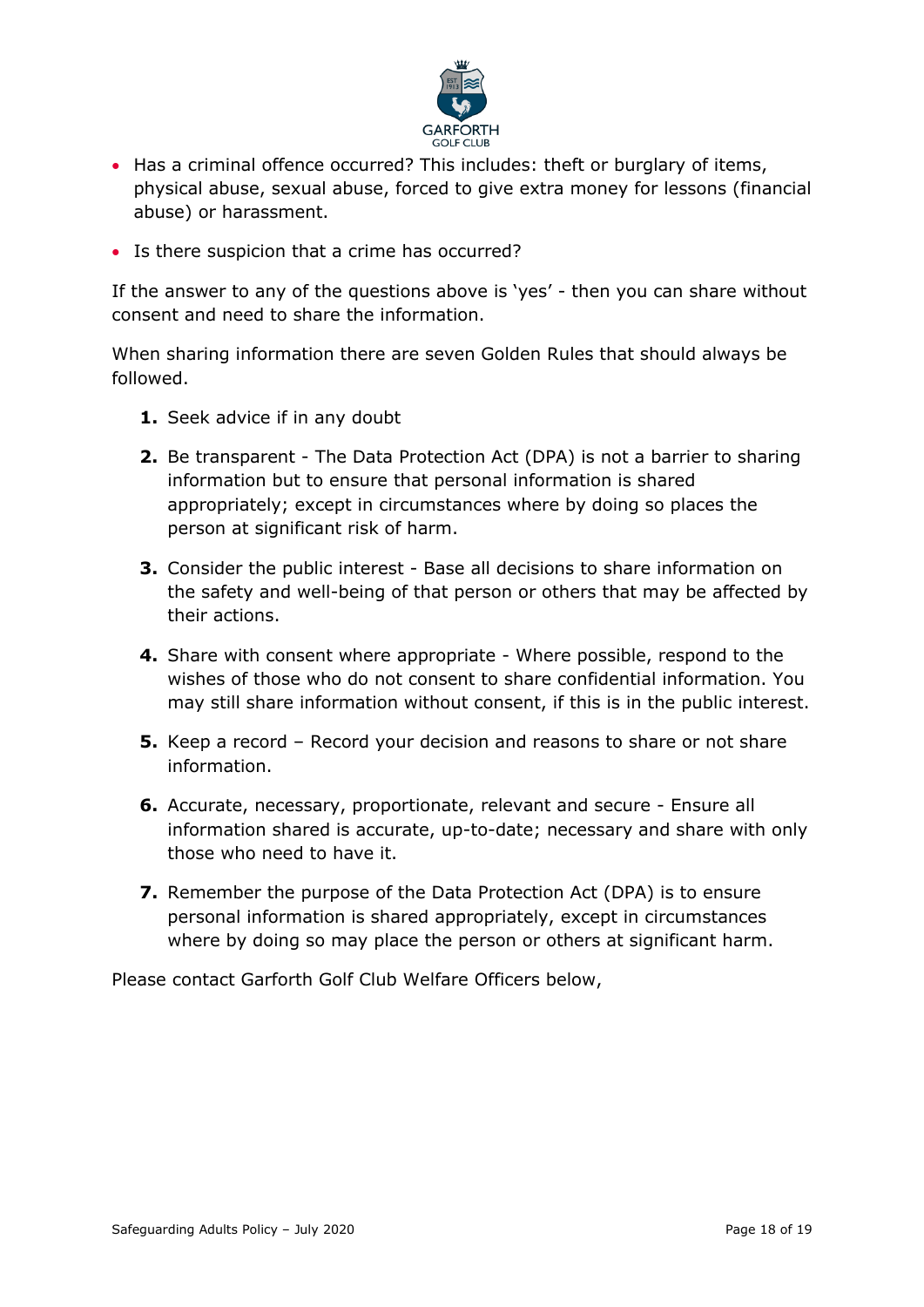- Has a criminal offence occurred? This includes: theft or burglary of items, physical abuse, sexual abuse, forced to give extra money for lessons (financial abuse) or harassment.
- Is there suspicion that a crime has occurred?

If the answer to any of the questions above is 'yes' - then you can share without consent and need to share the information.

When sharing information there are seven Golden Rules that should always be followed.

1. Seek advice if in any doubt
2. Be transparent - The Data Protection Act (DPA) is not a barrier to sharing information but to ensure that personal information is shared appropriately; except in circumstances where by doing so places the person at significant risk of harm.
3. Consider the public interest - Base all decisions to share information on the safety and well-being of that person or others that may be affected by their actions.
4. Share with consent where appropriate - Where possible, respond to the wishes of those who do not consent to share confidential information. You may still share information without consent, if this is in the public interest.
5. Keep a record – Record your decision and reasons to share or not share information.
6. Accurate, necessary, proportionate, relevant and secure - Ensure all information shared is accurate, up-to-date; necessary and share with only those who need to have it.
7. Remember the purpose of the Data Protection Act (DPA) is to ensure personal information is shared appropriately, except in circumstances where by doing so may place the person or others at significant harm.

Please contact Garforth Golf Club Welfare Officers below,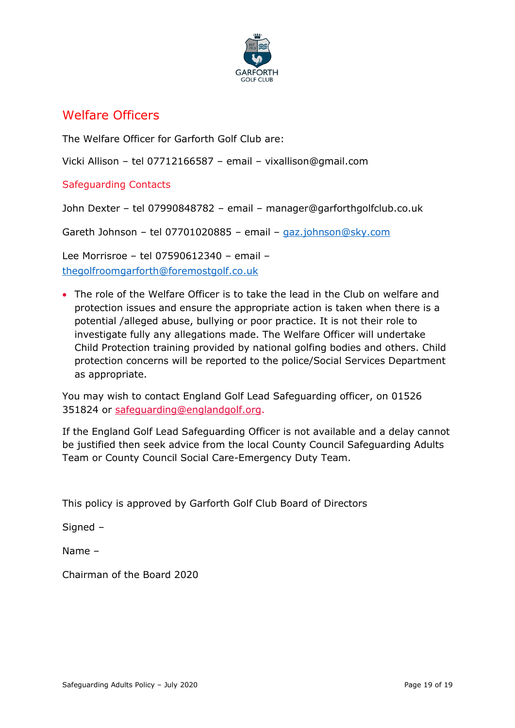## Welfare Officers

The Welfare Officer for Garforth Golf Club are:

Vicki Allison – tel 07712166587 – email – vixallison@gmail.com

### Safeguarding Contacts

John Dexter – tel 07990848782 – email – manager@garforthgolfclub.co.uk

Gareth Johnson – tel 07701020885 – email – gaz.johnson@sky.com

Lee Morrisroe – tel 07590612340 – email – thegolfroomgarforth@foremostgolf.co.uk

- The role of the Welfare Officer is to take the lead in the Club on welfare and protection issues and ensure the appropriate action is taken when there is a potential /alleged abuse, bullying or poor practice. It is not their role to investigate fully any allegations made. The Welfare Officer will undertake Child Protection training provided by national golfing bodies and others. Child protection concerns will be reported to the police/Social Services Department as appropriate.

You may wish to contact England Golf Lead Safeguarding officer, on 01526 351824 or safeguarding@englandgolf.org.

If the England Golf Lead Safeguarding Officer is not available and a delay cannot be justified then seek advice from the local County Council Safeguarding Adults Team or County Council Social Care-Emergency Duty Team.

This policy is approved by Garforth Golf Club Board of Directors

Signed –

Name –

Chairman of the Board 2020